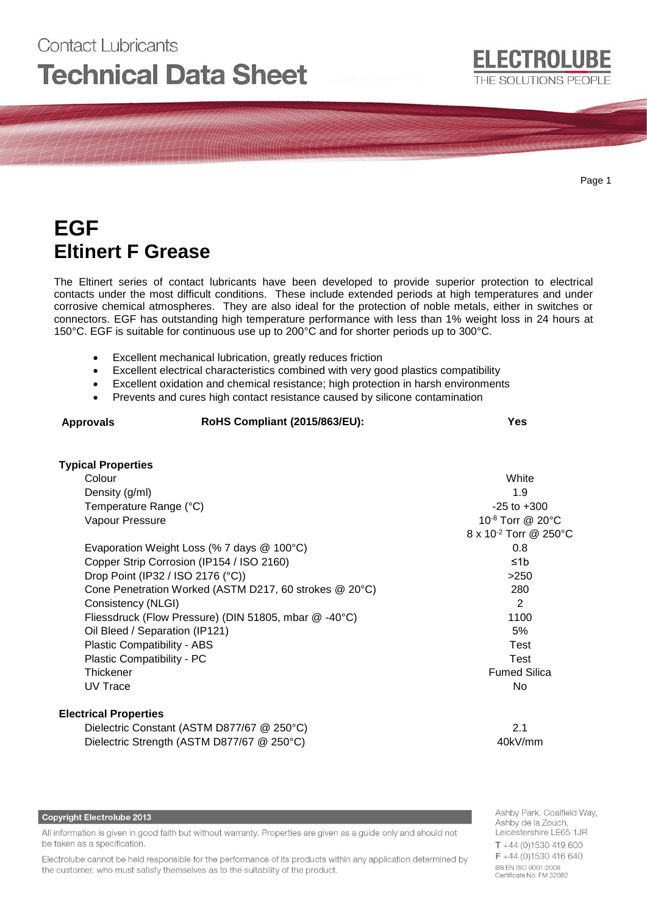Contact Lubricants

# Technical Data Sheet

ELECTROLUBE
THE SOLUTIONS PEOPLE

# EGF
# Eltinert F Grease

The Eltinert series of contact lubricants have been developed to provide superior protection to electrical contacts under the most difficult conditions. These include extended periods at high temperatures and under corrosive chemical atmospheres. They are also ideal for the protection of noble metals, either in switches or connectors. EGF has outstanding high temperature performance with less than 1% weight loss in 24 hours at 150°C. EGF is suitable for continuous use up to 200°C and for shorter periods up to 300°C.

- Excellent mechanical lubrication, greatly reduces friction
- Excellent electrical characteristics combined with very good plastics compatibility
- Excellent oxidation and chemical resistance; high protection in harsh environments
- Prevents and cures high contact resistance caused by silicone contamination

| **Approvals** | **RoHS Compliant (2015/863/EU):** | **Yes** |
|---|---|---|

**Typical Properties**

| Property | Value |
|---|---|
| Colour | White |
| Density (g/ml) | 1.9 |
| Temperature Range (°C) | -25 to +300 |
| Vapour Pressure | $10^{-8}$ Torr @ 20°C<br>$8 \times 10^{-2}$ Torr @ 250°C |
| Evaporation Weight Loss (% 7 days @ 100°C) | 0.8 |
| Copper Strip Corrosion (IP154 / ISO 2160) | ≤1b |
| Drop Point (IP32 / ISO 2176 (°C)) | >250 |
| Cone Penetration Worked (ASTM D217, 60 strokes @ 20°C) | 280 |
| Consistency (NLGI) | 2 |
| Fliessdruck (Flow Pressure) (DIN 51805, mbar @ -40°C) | 1100 |
| Oil Bleed / Separation (IP121) | 5% |
| Plastic Compatibility - ABS | Test |
| Plastic Compatibility - PC | Test |
| Thickener | Fumed Silica |
| UV Trace | No |

**Electrical Properties**

| Property | Value |
|---|---|
| Dielectric Constant (ASTM D877/67 @ 250°C) | 2.1 |
| Dielectric Strength (ASTM D877/67 @ 250°C) | 40kV/mm |

**Copyright Electrolube 2013**

All information is given in good faith but without warranty. Properties are given as a guide only and should not be taken as a specification.

Electrolube cannot be held responsible for the performance of its products within any application determined by the customer, who must satisfy themselves as to the suitability of the product.

Ashby Park, Coalfield Way,
Ashby de la Zouch,
Leicestershire LE65 1JR
T +44 (0)1530 419 600
F +44 (0)1530 416 640
BS EN ISO 9001:2008
Certificate No. FM 32082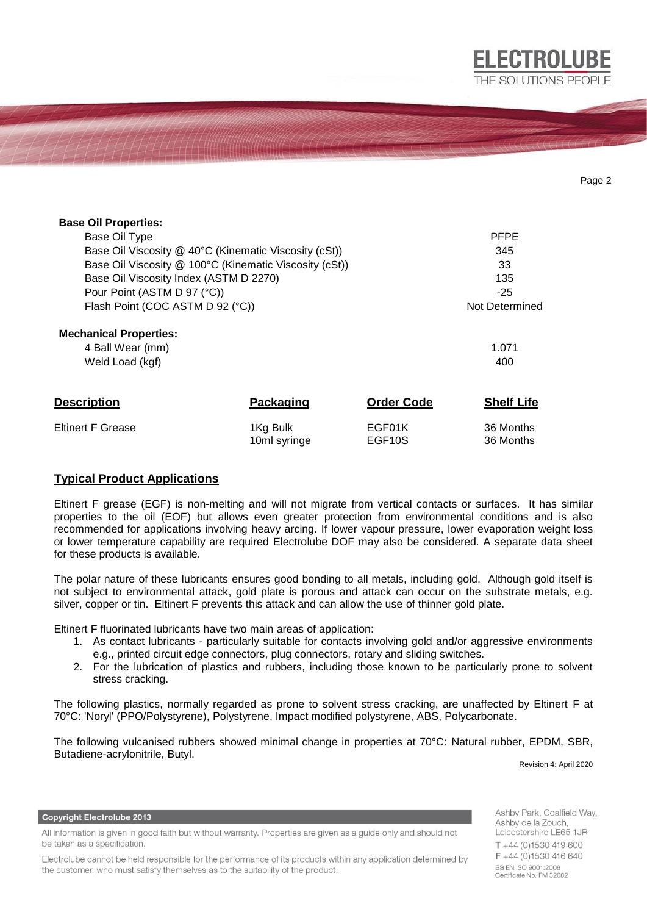**Base Oil Properties:**

| | |
|---|---|
| Base Oil Type | PFPE |
| Base Oil Viscosity @ 40°C (Kinematic Viscosity (cSt)) | 345 |
| Base Oil Viscosity @ 100°C (Kinematic Viscosity (cSt)) | 33 |
| Base Oil Viscosity Index (ASTM D 2270) | 135 |
| Pour Point (ASTM D 97 (°C)) | -25 |
| Flash Point (COC ASTM D 92 (°C)) | Not Determined |

**Mechanical Properties:**

| | |
|---|---|
| 4 Ball Wear (mm) | 1.071 |
| Weld Load (kgf) | 400 |

| Description | Packaging | Order Code | Shelf Life |
|---|---|---|---|
| Eltinert F Grease | 1Kg Bulk | EGF01K | 36 Months |
| | 10ml syringe | EGF10S | 36 Months |

## Typical Product Applications

Eltinert F grease (EGF) is non-melting and will not migrate from vertical contacts or surfaces. It has similar properties to the oil (EOF) but allows even greater protection from environmental conditions and is also recommended for applications involving heavy arcing. If lower vapour pressure, lower evaporation weight loss or lower temperature capability are required Electrolube DOF may also be considered. A separate data sheet for these products is available.

The polar nature of these lubricants ensures good bonding to all metals, including gold. Although gold itself is not subject to environmental attack, gold plate is porous and attack can occur on the substrate metals, e.g. silver, copper or tin. Eltinert F prevents this attack and can allow the use of thinner gold plate.

Eltinert F fluorinated lubricants have two main areas of application:

1. As contact lubricants - particularly suitable for contacts involving gold and/or aggressive environments e.g., printed circuit edge connectors, plug connectors, rotary and sliding switches.
2. For the lubrication of plastics and rubbers, including those known to be particularly prone to solvent stress cracking.

The following plastics, normally regarded as prone to solvent stress cracking, are unaffected by Eltinert F at 70°C: 'Noryl' (PPO/Polystyrene), Polystyrene, Impact modified polystyrene, ABS, Polycarbonate.

The following vulcanised rubbers showed minimal change in properties at 70°C: Natural rubber, EPDM, SBR, Butadiene-acrylonitrile, Butyl.

Revision 4: April 2020